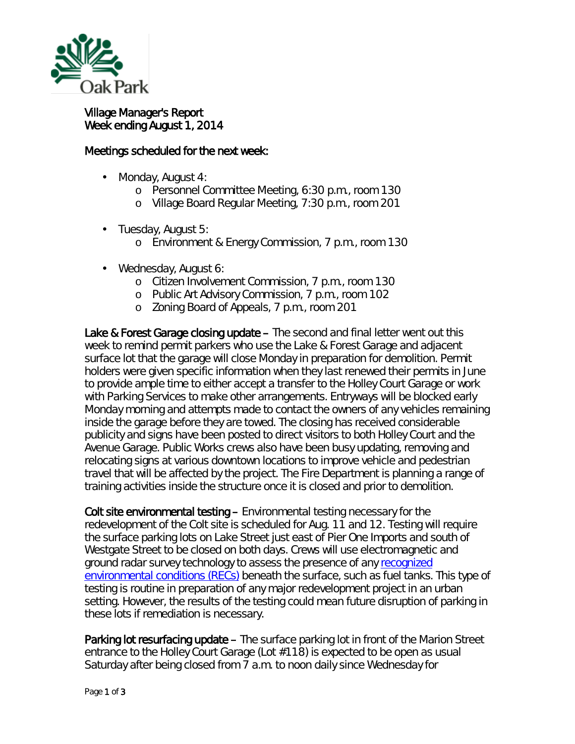Village Manager's Report
Week ending August 1, 2014

Meetings scheduled for the next week:

- Monday, August 4:
  - Personnel Committee Meeting, 6:30 p.m., room 130
  - Village Board Regular Meeting, 7:30 p.m., room 201
- Tuesday, August 5:
  - Environment & Energy Commission, 7 p.m., room 130
- Wednesday, August 6:
  - Citizen Involvement Commission, 7 p.m., room 130
  - Public Art Advisory Commission, 7 p.m., room 102
  - Zoning Board of Appeals, 7 p.m., room 201

**Lake & Forest Garage closing update –** The second and final letter went out this week to remind permit parkers who use the Lake & Forest Garage and adjacent surface lot that the garage will close Monday in preparation for demolition. Permit holders were given specific information when they last renewed their permits in June to provide ample time to either accept a transfer to the Holley Court Garage or work with Parking Services to make other arrangements. Entryways will be blocked early Monday morning and attempts made to contact the owners of any vehicles remaining inside the garage before they are towed. The closing has received considerable publicity and signs have been posted to direct visitors to both Holley Court and the Avenue Garage. Public Works crews also have been busy updating, removing and relocating signs at various downtown locations to improve vehicle and pedestrian travel that will be affected by the project. The Fire Department is planning a range of training activities inside the structure once it is closed and prior to demolition.

**Colt site environmental testing –** Environmental testing necessary for the redevelopment of the Colt site is scheduled for Aug. 11 and 12. Testing will require the surface parking lots on Lake Street just east of Pier One Imports and south of Westgate Street to be closed on both days. Crews will use electromagnetic and ground radar survey technology to assess the presence of any recognized environmental conditions (RECs) beneath the surface, such as fuel tanks. This type of testing is routine in preparation of any major redevelopment project in an urban setting. However, the results of the testing could mean future disruption of parking in these lots if remediation is necessary.

**Parking lot resurfacing update –** The surface parking lot in front of the Marion Street entrance to the Holley Court Garage (Lot #118) is expected to be open as usual Saturday after being closed from 7 a.m. to noon daily since Wednesday for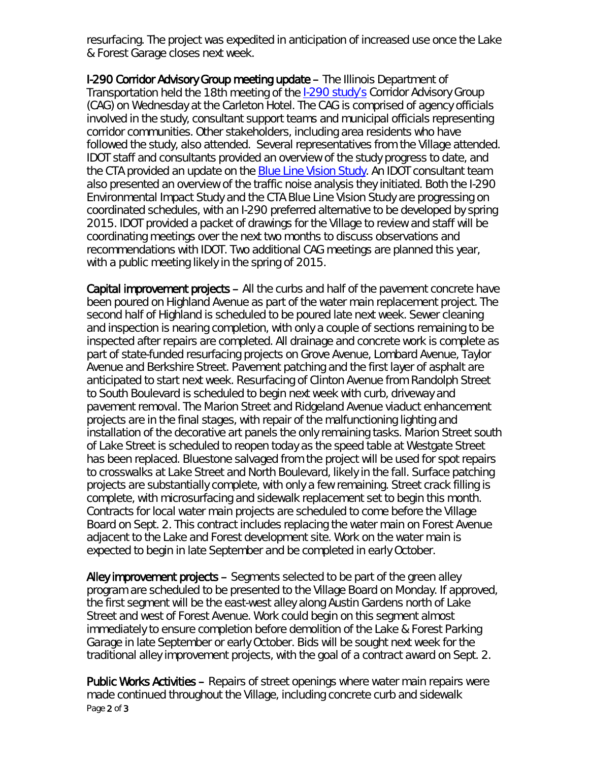resurfacing. The project was expedited in anticipation of increased use once the Lake & Forest Garage closes next week.

**I-290 Corridor Advisory Group meeting update** – The Illinois Department of Transportation held the 18th meeting of the I-290 study's Corridor Advisory Group (CAG) on Wednesday at the Carleton Hotel. The CAG is comprised of agency officials involved in the study, consultant support teams and municipal officials representing corridor communities. Other stakeholders, including area residents who have followed the study, also attended. Several representatives from the Village attended. IDOT staff and consultants provided an overview of the study progress to date, and the CTA provided an update on the Blue Line Vision Study. An IDOT consultant team also presented an overview of the traffic noise analysis they initiated. Both the I-290 Environmental Impact Study and the CTA Blue Line Vision Study are progressing on coordinated schedules, with an I-290 preferred alternative to be developed by spring 2015. IDOT provided a packet of drawings for the Village to review and staff will be coordinating meetings over the next two months to discuss observations and recommendations with IDOT. Two additional CAG meetings are planned this year, with a public meeting likely in the spring of 2015.

**Capital improvement projects** – All the curbs and half of the pavement concrete have been poured on Highland Avenue as part of the water main replacement project. The second half of Highland is scheduled to be poured late next week. Sewer cleaning and inspection is nearing completion, with only a couple of sections remaining to be inspected after repairs are completed. All drainage and concrete work is complete as part of state-funded resurfacing projects on Grove Avenue, Lombard Avenue, Taylor Avenue and Berkshire Street. Pavement patching and the first layer of asphalt are anticipated to start next week. Resurfacing of Clinton Avenue from Randolph Street to South Boulevard is scheduled to begin next week with curb, driveway and pavement removal. The Marion Street and Ridgeland Avenue viaduct enhancement projects are in the final stages, with repair of the malfunctioning lighting and installation of the decorative art panels the only remaining tasks. Marion Street south of Lake Street is scheduled to reopen today as the speed table at Westgate Street has been replaced. Bluestone salvaged from the project will be used for spot repairs to crosswalks at Lake Street and North Boulevard, likely in the fall. Surface patching projects are substantially complete, with only a few remaining. Street crack filling is complete, with microsurfacing and sidewalk replacement set to begin this month. Contracts for local water main projects are scheduled to come before the Village Board on Sept. 2. This contract includes replacing the water main on Forest Avenue adjacent to the Lake and Forest development site. Work on the water main is expected to begin in late September and be completed in early October.

**Alley improvement projects** – Segments selected to be part of the green alley program are scheduled to be presented to the Village Board on Monday. If approved, the first segment will be the east-west alley along Austin Gardens north of Lake Street and west of Forest Avenue. Work could begin on this segment almost immediately to ensure completion before demolition of the Lake & Forest Parking Garage in late September or early October. Bids will be sought next week for the traditional alley improvement projects, with the goal of a contract award on Sept. 2.

**Public Works Activities** – Repairs of street openings where water main repairs were made continued throughout the Village, including concrete curb and sidewalk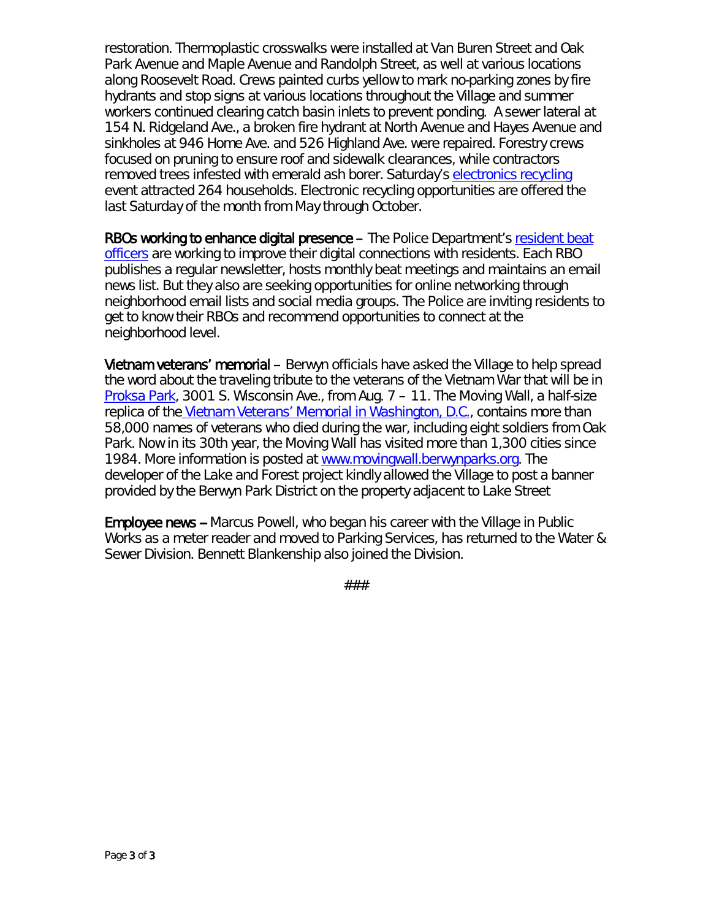restoration. Thermoplastic crosswalks were installed at Van Buren Street and Oak Park Avenue and Maple Avenue and Randolph Street, as well at various locations along Roosevelt Road. Crews painted curbs yellow to mark no-parking zones by fire hydrants and stop signs at various locations throughout the Village and summer workers continued clearing catch basin inlets to prevent ponding. A sewer lateral at 154 N. Ridgeland Ave., a broken fire hydrant at North Avenue and Hayes Avenue and sinkholes at 946 Home Ave. and 526 Highland Ave. were repaired. Forestry crews focused on pruning to ensure roof and sidewalk clearances, while contractors removed trees infested with emerald ash borer. Saturday's electronics recycling event attracted 264 households. Electronic recycling opportunities are offered the last Saturday of the month from May through October.

**RBOs working to enhance digital presence** – The Police Department's resident beat officers are working to improve their digital connections with residents. Each RBO publishes a regular newsletter, hosts monthly beat meetings and maintains an email news list. But they also are seeking opportunities for online networking through neighborhood email lists and social media groups. The Police are inviting residents to get to know their RBOs and recommend opportunities to connect at the neighborhood level.

**Vietnam veterans' memorial** – Berwyn officials have asked the Village to help spread the word about the traveling tribute to the veterans of the Vietnam War that will be in Proksa Park, 3001 S. Wisconsin Ave., from Aug. 7 – 11. The Moving Wall, a half-size replica of the Vietnam Veterans' Memorial in Washington, D.C., contains more than 58,000 names of veterans who died during the war, including eight soldiers from Oak Park. Now in its 30th year, the Moving Wall has visited more than 1,300 cities since 1984. More information is posted at www.movingwall.berwynparks.org. The developer of the Lake and Forest project kindly allowed the Village to post a banner provided by the Berwyn Park District on the property adjacent to Lake Street

**Employee news** – Marcus Powell, who began his career with the Village in Public Works as a meter reader and moved to Parking Services, has returned to the Water & Sewer Division. Bennett Blankenship also joined the Division.

###